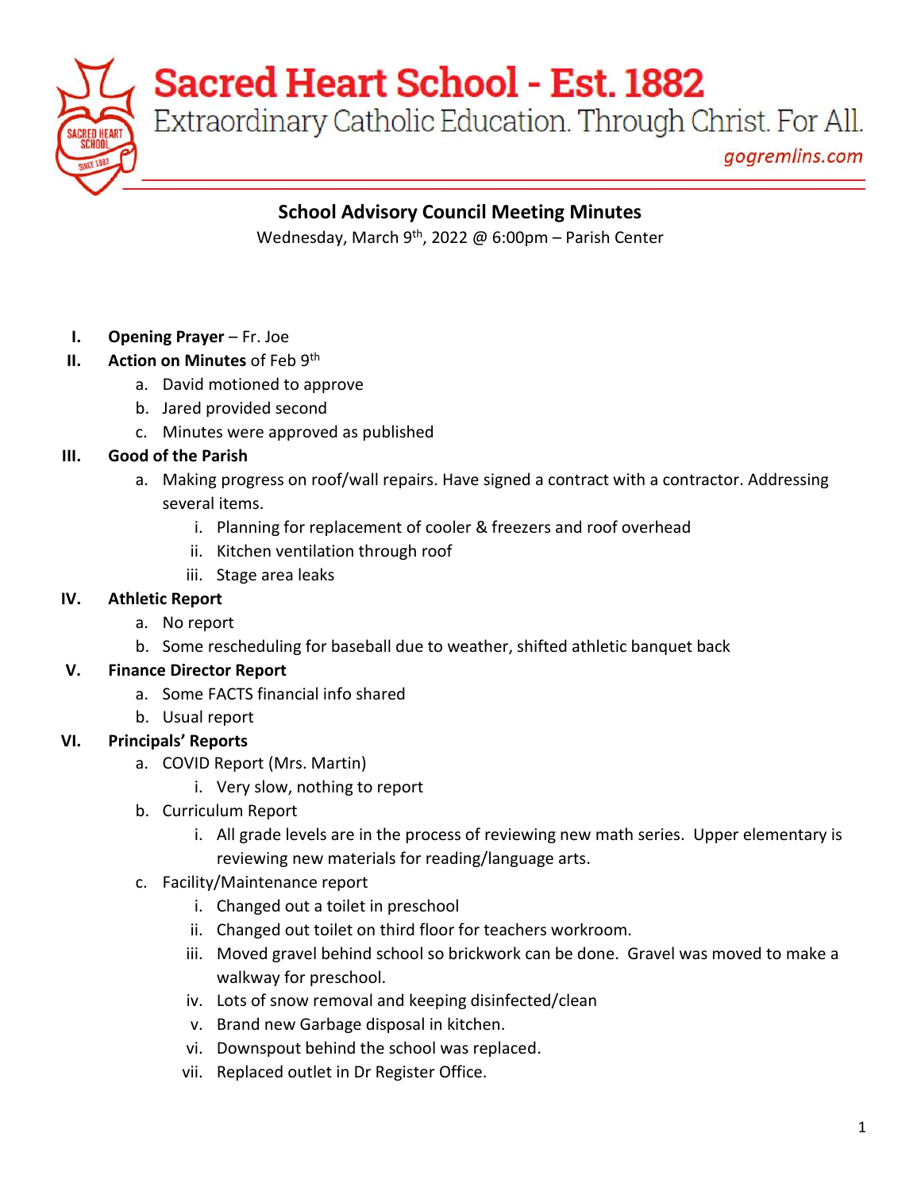# Sacred Heart School - Est. 1882

Extraordinary Catholic Education. Through Christ. For All.

gogremlins.com

## School Advisory Council Meeting Minutes

Wednesday, March 9th, 2022 @ 6:00pm – Parish Center

I. **Opening Prayer** – Fr. Joe

II. **Action on Minutes** of Feb 9th
   a. David motioned to approve
   b. Jared provided second
   c. Minutes were approved as published

III. **Good of the Parish**
   a. Making progress on roof/wall repairs. Have signed a contract with a contractor. Addressing several items.
      i. Planning for replacement of cooler & freezers and roof overhead
      ii. Kitchen ventilation through roof
      iii. Stage area leaks

IV. **Athletic Report**
   a. No report
   b. Some rescheduling for baseball due to weather, shifted athletic banquet back

V. **Finance Director Report**
   a. Some FACTS financial info shared
   b. Usual report

VI. **Principals' Reports**
   a. COVID Report (Mrs. Martin)
      i. Very slow, nothing to report
   b. Curriculum Report
      i. All grade levels are in the process of reviewing new math series. Upper elementary is reviewing new materials for reading/language arts.
   c. Facility/Maintenance report
      i. Changed out a toilet in preschool
      ii. Changed out toilet on third floor for teachers workroom.
      iii. Moved gravel behind school so brickwork can be done. Gravel was moved to make a walkway for preschool.
      iv. Lots of snow removal and keeping disinfected/clean
      v. Brand new Garbage disposal in kitchen.
      vi. Downspout behind the school was replaced.
      vii. Replaced outlet in Dr Register Office.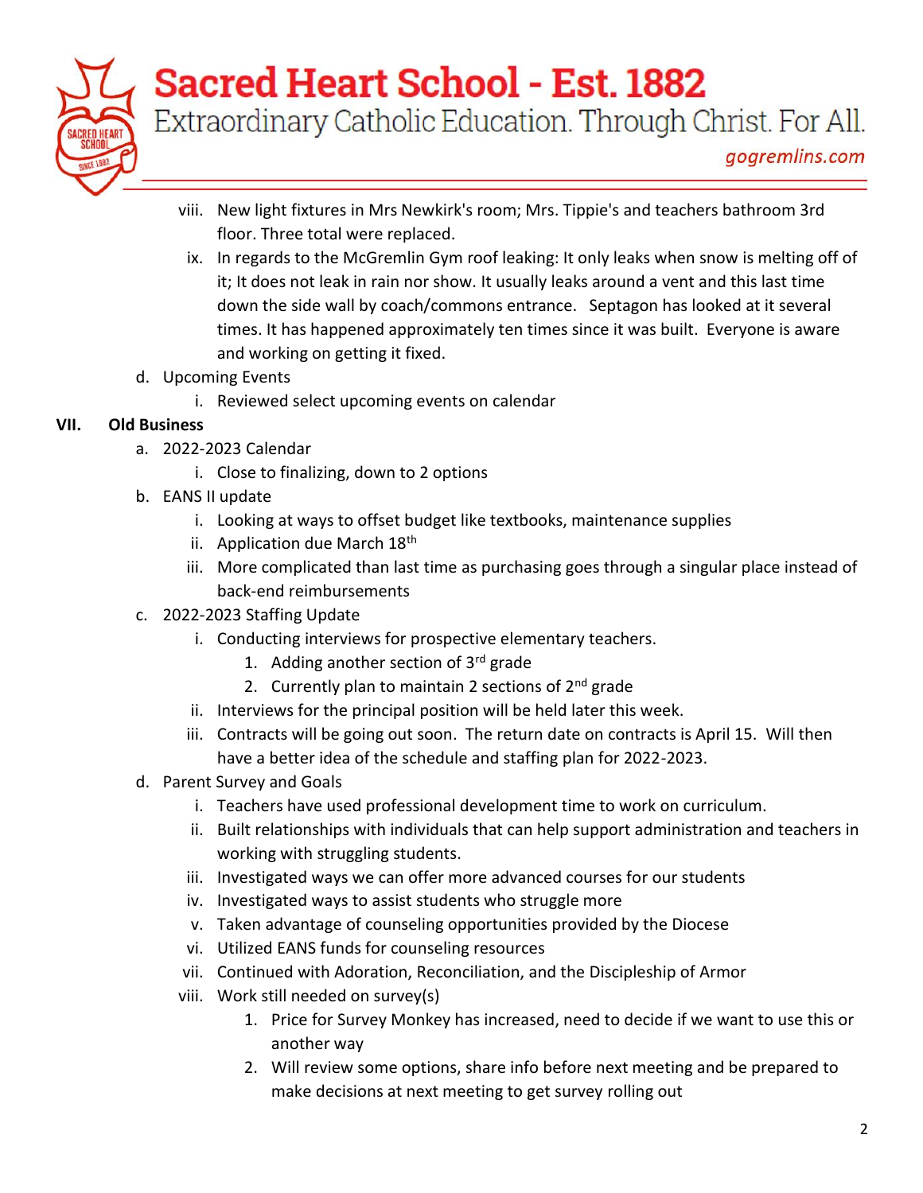viii. New light fixtures in Mrs Newkirk's room; Mrs. Tippie's and teachers bathroom 3rd floor. Three total were replaced.
   ix. In regards to the McGremlin Gym roof leaking: It only leaks when snow is melting off of it; It does not leak in rain nor show. It usually leaks around a vent and this last time down the side wall by coach/commons entrance. Septagon has looked at it several times. It has happened approximately ten times since it was built. Everyone is aware and working on getting it fixed.

d. Upcoming Events
   i. Reviewed select upcoming events on calendar

**VII. Old Business**

a. 2022-2023 Calendar
   i. Close to finalizing, down to 2 options

b. EANS II update
   i. Looking at ways to offset budget like textbooks, maintenance supplies
   ii. Application due March 18th
   iii. More complicated than last time as purchasing goes through a singular place instead of back-end reimbursements

c. 2022-2023 Staffing Update
   i. Conducting interviews for prospective elementary teachers.
      1. Adding another section of 3rd grade
      2. Currently plan to maintain 2 sections of 2nd grade
   ii. Interviews for the principal position will be held later this week.
   iii. Contracts will be going out soon. The return date on contracts is April 15. Will then have a better idea of the schedule and staffing plan for 2022-2023.

d. Parent Survey and Goals
   i. Teachers have used professional development time to work on curriculum.
   ii. Built relationships with individuals that can help support administration and teachers in working with struggling students.
   iii. Investigated ways we can offer more advanced courses for our students
   iv. Investigated ways to assist students who struggle more
   v. Taken advantage of counseling opportunities provided by the Diocese
   vi. Utilized EANS funds for counseling resources
   vii. Continued with Adoration, Reconciliation, and the Discipleship of Armor
   viii. Work still needed on survey(s)
      1. Price for Survey Monkey has increased, need to decide if we want to use this or another way
      2. Will review some options, share info before next meeting and be prepared to make decisions at next meeting to get survey rolling out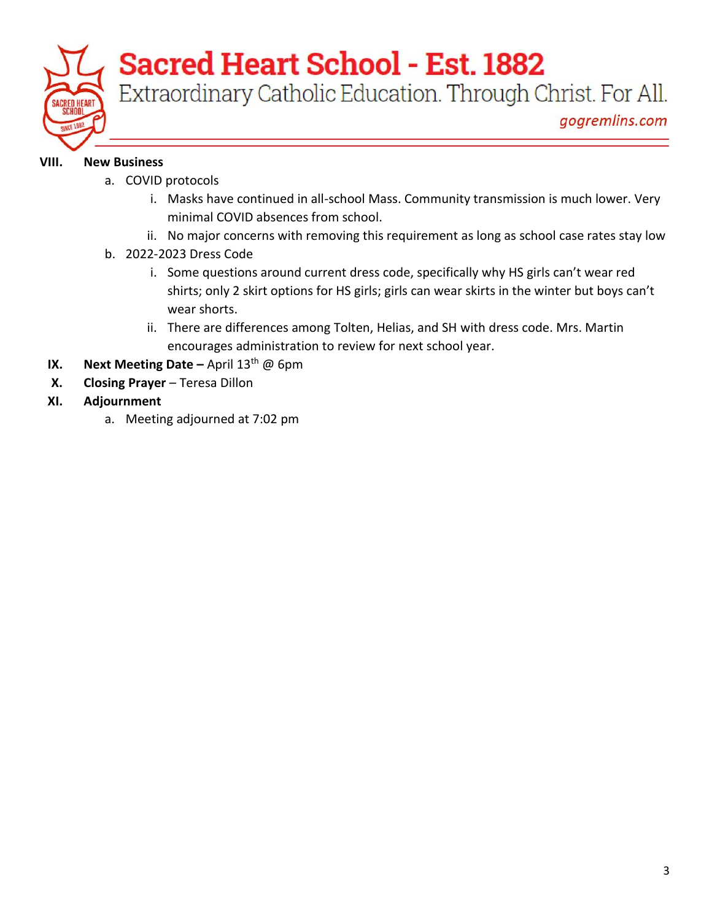VIII. **New Business**

a. COVID protocols

   i. Masks have continued in all-school Mass. Community transmission is much lower. Very minimal COVID absences from school.

   ii. No major concerns with removing this requirement as long as school case rates stay low

b. 2022-2023 Dress Code

   i. Some questions around current dress code, specifically why HS girls can't wear red shirts; only 2 skirt options for HS girls; girls can wear skirts in the winter but boys can't wear shorts.

   ii. There are differences among Tolten, Helias, and SH with dress code. Mrs. Martin encourages administration to review for next school year.

IX. **Next Meeting Date –** April 13th @ 6pm

X. **Closing Prayer** – Teresa Dillon

XI. **Adjournment**

a. Meeting adjourned at 7:02 pm